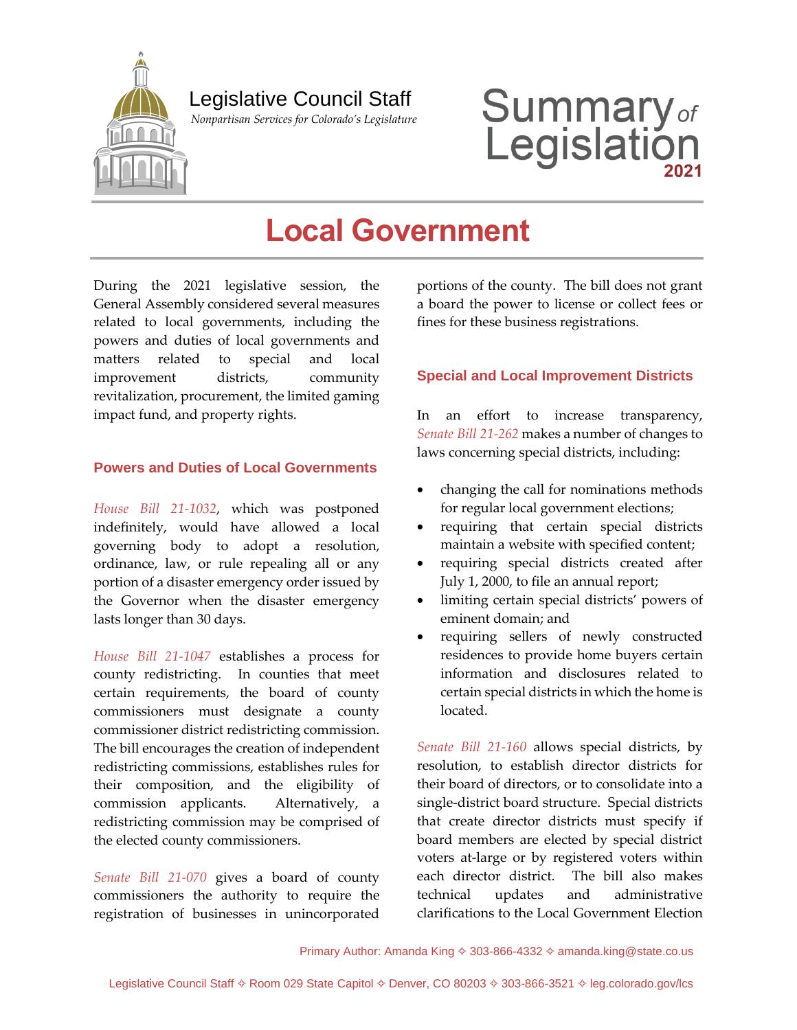Legislative Council Staff

*Nonpartisan Services for Colorado's Legislature*

# Summary of Legislation 2021

# Local Government

During the 2021 legislative session, the General Assembly considered several measures related to local governments, including the powers and duties of local governments and matters related to special and local improvement districts, community revitalization, procurement, the limited gaming impact fund, and property rights.

## Powers and Duties of Local Governments

*House Bill 21-1032*, which was postponed indefinitely, would have allowed a local governing body to adopt a resolution, ordinance, law, or rule repealing all or any portion of a disaster emergency order issued by the Governor when the disaster emergency lasts longer than 30 days.

*House Bill 21-1047* establishes a process for county redistricting. In counties that meet certain requirements, the board of county commissioners must designate a county commissioner district redistricting commission. The bill encourages the creation of independent redistricting commissions, establishes rules for their composition, and the eligibility of commission applicants. Alternatively, a redistricting commission may be comprised of the elected county commissioners.

*Senate Bill 21-070* gives a board of county commissioners the authority to require the registration of businesses in unincorporated portions of the county. The bill does not grant a board the power to license or collect fees or fines for these business registrations.

## Special and Local Improvement Districts

In an effort to increase transparency, *Senate Bill 21-262* makes a number of changes to laws concerning special districts, including:

- changing the call for nominations methods for regular local government elections;
- requiring that certain special districts maintain a website with specified content;
- requiring special districts created after July 1, 2000, to file an annual report;
- limiting certain special districts' powers of eminent domain; and
- requiring sellers of newly constructed residences to provide home buyers certain information and disclosures related to certain special districts in which the home is located.

*Senate Bill 21-160* allows special districts, by resolution, to establish director districts for their board of directors, or to consolidate into a single-district board structure. Special districts that create director districts must specify if board members are elected by special district voters at-large or by registered voters within each director district. The bill also makes technical updates and administrative clarifications to the Local Government Election

Primary Author: Amanda King ✧ 303-866-4332 ✧ amanda.king@state.co.us

Legislative Council Staff ✧ Room 029 State Capitol ✧ Denver, CO 80203 ✧ 303-866-3521 ✧ leg.colorado.gov/lcs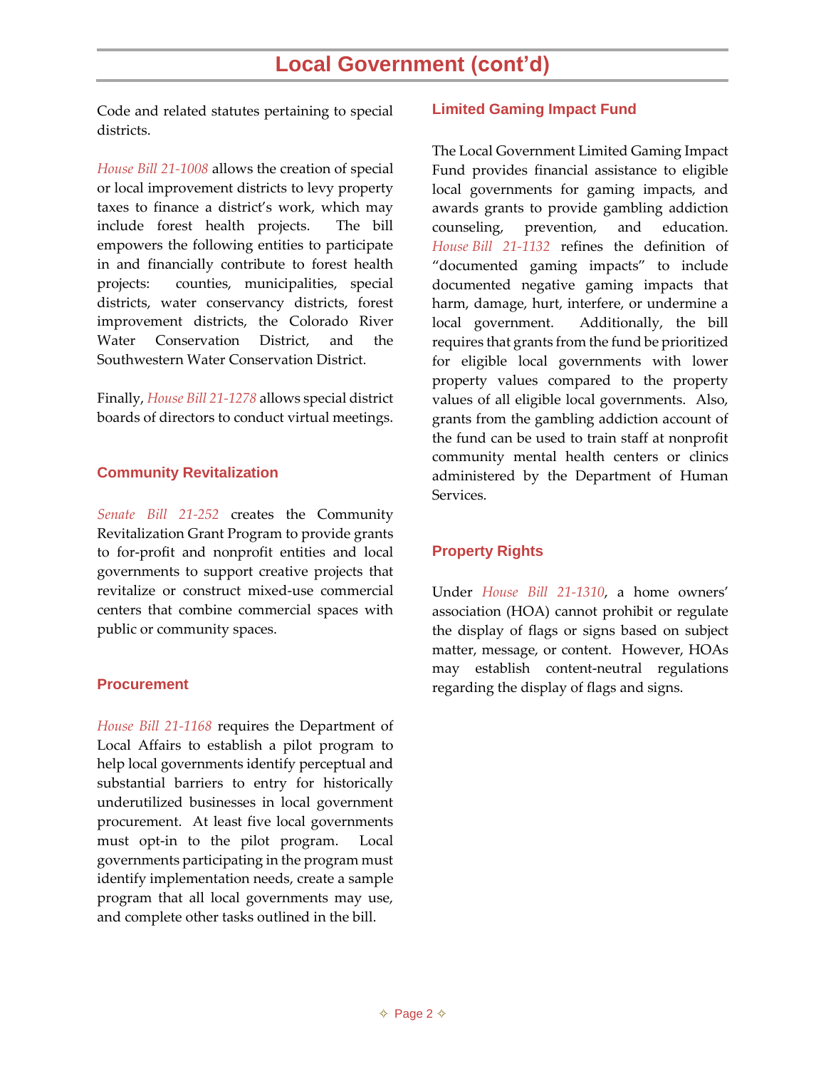# Local Government (cont'd)

Code and related statutes pertaining to special districts.

*House Bill 21-1008* allows the creation of special or local improvement districts to levy property taxes to finance a district's work, which may include forest health projects. The bill empowers the following entities to participate in and financially contribute to forest health projects: counties, municipalities, special districts, water conservancy districts, forest improvement districts, the Colorado River Water Conservation District, and the Southwestern Water Conservation District.

Finally, *House Bill 21-1278* allows special district boards of directors to conduct virtual meetings.

## Community Revitalization

*Senate Bill 21-252* creates the Community Revitalization Grant Program to provide grants to for-profit and nonprofit entities and local governments to support creative projects that revitalize or construct mixed-use commercial centers that combine commercial spaces with public or community spaces.

## Procurement

*House Bill 21-1168* requires the Department of Local Affairs to establish a pilot program to help local governments identify perceptual and substantial barriers to entry for historically underutilized businesses in local government procurement. At least five local governments must opt-in to the pilot program. Local governments participating in the program must identify implementation needs, create a sample program that all local governments may use, and complete other tasks outlined in the bill.

## Limited Gaming Impact Fund

The Local Government Limited Gaming Impact Fund provides financial assistance to eligible local governments for gaming impacts, and awards grants to provide gambling addiction counseling, prevention, and education. *House Bill 21-1132* refines the definition of "documented gaming impacts" to include documented negative gaming impacts that harm, damage, hurt, interfere, or undermine a local government. Additionally, the bill requires that grants from the fund be prioritized for eligible local governments with lower property values compared to the property values of all eligible local governments. Also, grants from the gambling addiction account of the fund can be used to train staff at nonprofit community mental health centers or clinics administered by the Department of Human Services.

## Property Rights

Under *House Bill 21-1310*, a home owners' association (HOA) cannot prohibit or regulate the display of flags or signs based on subject matter, message, or content. However, HOAs may establish content-neutral regulations regarding the display of flags and signs.